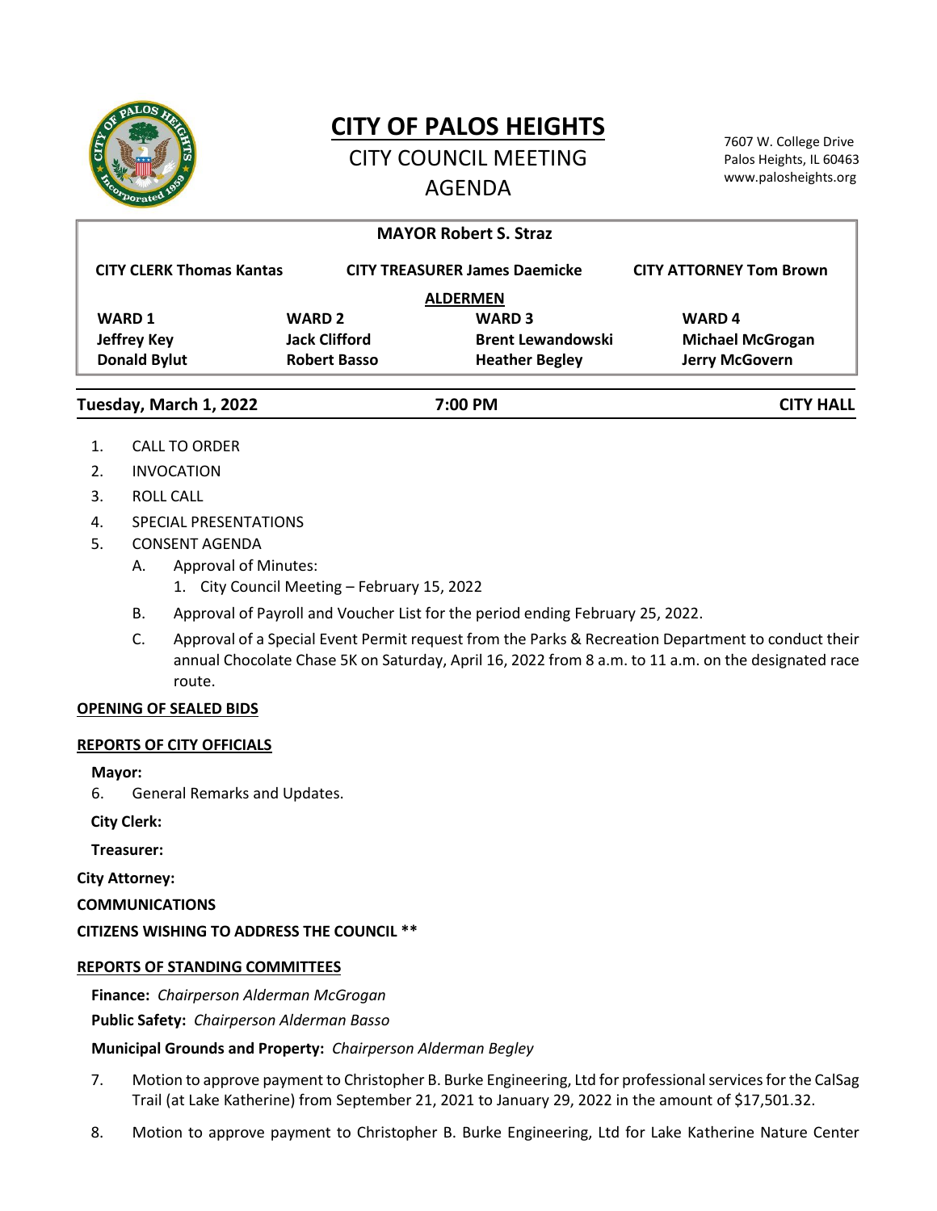# CITY OF PALOS HEIGHTS

## CITY COUNCIL MEETING AGENDA

7607 W. College Drive
Palos Heights, IL 60463
www.palosheights.org

**MAYOR Robert S. Straz**

**CITY CLERK Thomas Kantas** | **CITY TREASURER James Daemicke** | **CITY ATTORNEY Tom Brown**

**ALDERMEN**

| WARD 1 | WARD 2 | WARD 3 | WARD 4 |
|---|---|---|---|
| Jeffrey Key | Jack Clifford | Brent Lewandowski | Michael McGrogan |
| Donald Bylut | Robert Basso | Heather Begley | Jerry McGovern |

**Tuesday, March 1, 2022** | **7:00 PM** | **CITY HALL**

1. CALL TO ORDER
2. INVOCATION
3. ROLL CALL
4. SPECIAL PRESENTATIONS
5. CONSENT AGENDA
   A. Approval of Minutes:
      1. City Council Meeting – February 15, 2022
   B. Approval of Payroll and Voucher List for the period ending February 25, 2022.
   C. Approval of a Special Event Permit request from the Parks & Recreation Department to conduct their annual Chocolate Chase 5K on Saturday, April 16, 2022 from 8 a.m. to 11 a.m. on the designated race route.

**OPENING OF SEALED BIDS**

**REPORTS OF CITY OFFICIALS**

**Mayor:**

6. General Remarks and Updates.

**City Clerk:**

**Treasurer:**

**City Attorney:**

**COMMUNICATIONS**

**CITIZENS WISHING TO ADDRESS THE COUNCIL \*\***

**REPORTS OF STANDING COMMITTEES**

**Finance:** *Chairperson Alderman McGrogan*

**Public Safety:** *Chairperson Alderman Basso*

**Municipal Grounds and Property:** *Chairperson Alderman Begley*

7. Motion to approve payment to Christopher B. Burke Engineering, Ltd for professional services for the CalSag Trail (at Lake Katherine) from September 21, 2021 to January 29, 2022 in the amount of $17,501.32.
8. Motion to approve payment to Christopher B. Burke Engineering, Ltd for Lake Katherine Nature Center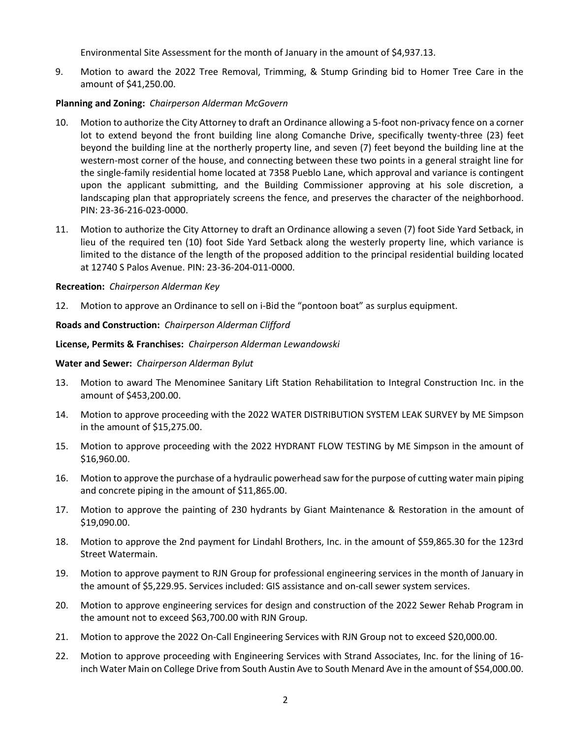Environmental Site Assessment for the month of January in the amount of $4,937.13.

9. Motion to award the 2022 Tree Removal, Trimming, & Stump Grinding bid to Homer Tree Care in the amount of $41,250.00.

**Planning and Zoning:** *Chairperson Alderman McGovern*

10. Motion to authorize the City Attorney to draft an Ordinance allowing a 5-foot non-privacy fence on a corner lot to extend beyond the front building line along Comanche Drive, specifically twenty-three (23) feet beyond the building line at the northerly property line, and seven (7) feet beyond the building line at the western-most corner of the house, and connecting between these two points in a general straight line for the single-family residential home located at 7358 Pueblo Lane, which approval and variance is contingent upon the applicant submitting, and the Building Commissioner approving at his sole discretion, a landscaping plan that appropriately screens the fence, and preserves the character of the neighborhood. PIN: 23-36-216-023-0000.

11. Motion to authorize the City Attorney to draft an Ordinance allowing a seven (7) foot Side Yard Setback, in lieu of the required ten (10) foot Side Yard Setback along the westerly property line, which variance is limited to the distance of the length of the proposed addition to the principal residential building located at 12740 S Palos Avenue. PIN: 23-36-204-011-0000.

**Recreation:** *Chairperson Alderman Key*

12. Motion to approve an Ordinance to sell on i-Bid the "pontoon boat" as surplus equipment.

**Roads and Construction:** *Chairperson Alderman Clifford*

**License, Permits & Franchises:** *Chairperson Alderman Lewandowski*

**Water and Sewer:** *Chairperson Alderman Bylut*

13. Motion to award The Menominee Sanitary Lift Station Rehabilitation to Integral Construction Inc. in the amount of $453,200.00.

14. Motion to approve proceeding with the 2022 WATER DISTRIBUTION SYSTEM LEAK SURVEY by ME Simpson in the amount of $15,275.00.

15. Motion to approve proceeding with the 2022 HYDRANT FLOW TESTING by ME Simpson in the amount of $16,960.00.

16. Motion to approve the purchase of a hydraulic powerhead saw for the purpose of cutting water main piping and concrete piping in the amount of $11,865.00.

17. Motion to approve the painting of 230 hydrants by Giant Maintenance & Restoration in the amount of $19,090.00.

18. Motion to approve the 2nd payment for Lindahl Brothers, Inc. in the amount of $59,865.30 for the 123rd Street Watermain.

19. Motion to approve payment to RJN Group for professional engineering services in the month of January in the amount of $5,229.95. Services included: GIS assistance and on-call sewer system services.

20. Motion to approve engineering services for design and construction of the 2022 Sewer Rehab Program in the amount not to exceed $63,700.00 with RJN Group.

21. Motion to approve the 2022 On-Call Engineering Services with RJN Group not to exceed $20,000.00.

22. Motion to approve proceeding with Engineering Services with Strand Associates, Inc. for the lining of 16-inch Water Main on College Drive from South Austin Ave to South Menard Ave in the amount of $54,000.00.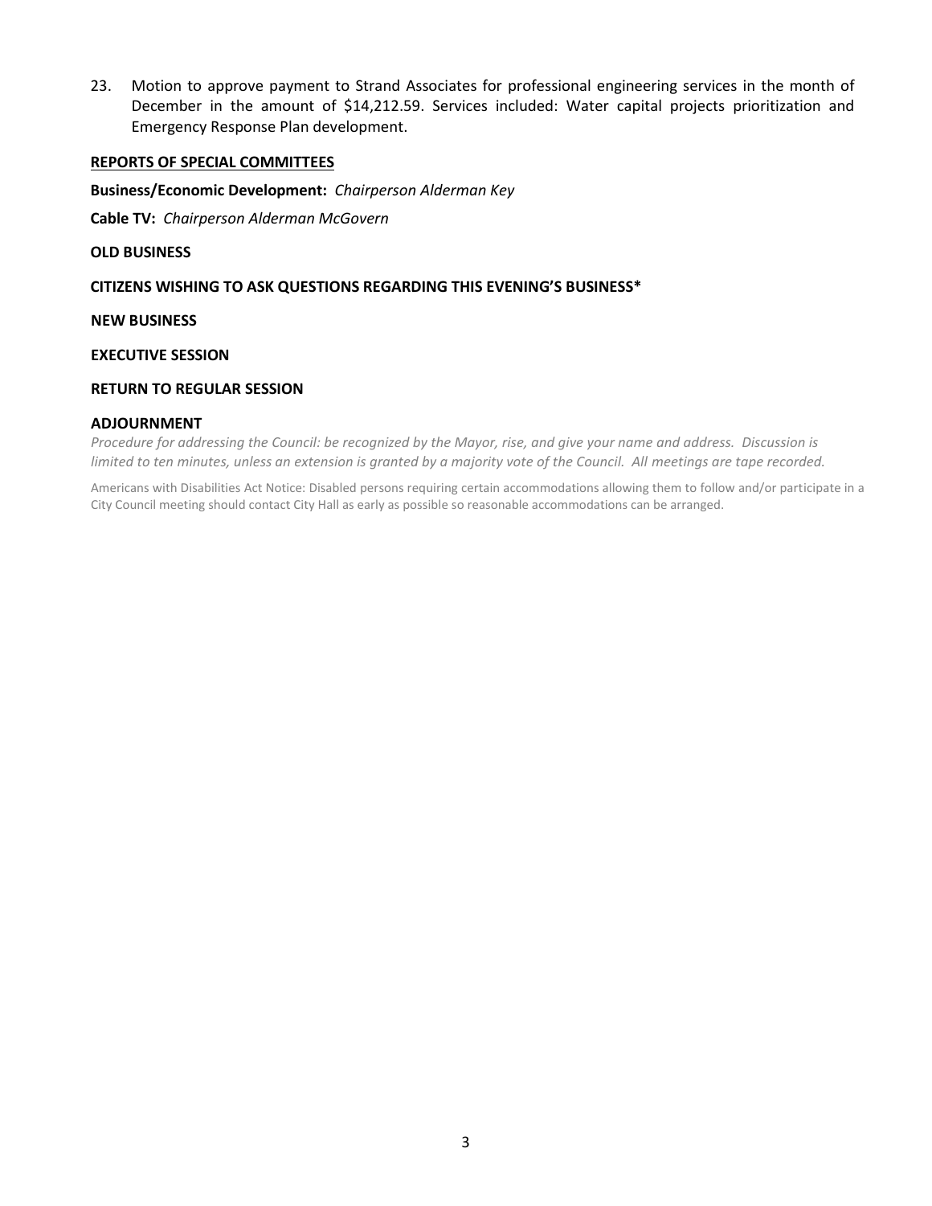23. Motion to approve payment to Strand Associates for professional engineering services in the month of December in the amount of $14,212.59. Services included: Water capital projects prioritization and Emergency Response Plan development.

**REPORTS OF SPECIAL COMMITTEES**

**Business/Economic Development:** *Chairperson Alderman Key*

**Cable TV:** *Chairperson Alderman McGovern*

**OLD BUSINESS**

**CITIZENS WISHING TO ASK QUESTIONS REGARDING THIS EVENING'S BUSINESS***

**NEW BUSINESS**

**EXECUTIVE SESSION**

**RETURN TO REGULAR SESSION**

**ADJOURNMENT**

*Procedure for addressing the Council: be recognized by the Mayor, rise, and give your name and address. Discussion is limited to ten minutes, unless an extension is granted by a majority vote of the Council. All meetings are tape recorded.*

Americans with Disabilities Act Notice: Disabled persons requiring certain accommodations allowing them to follow and/or participate in a City Council meeting should contact City Hall as early as possible so reasonable accommodations can be arranged.